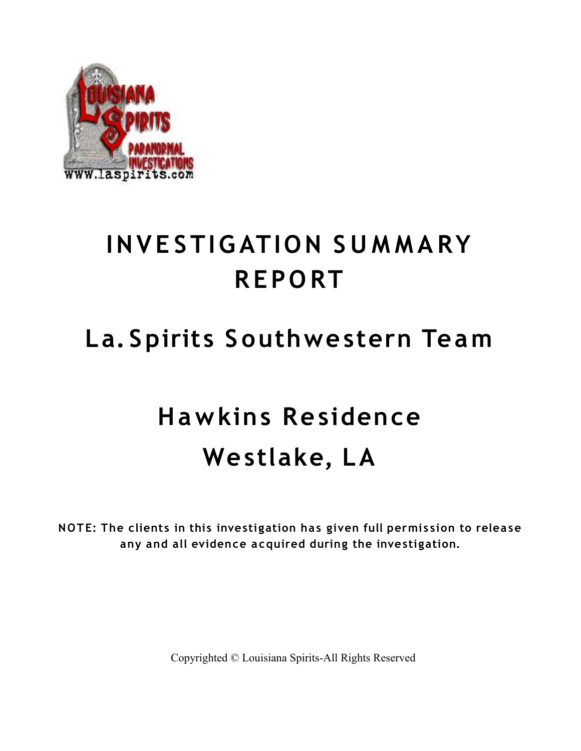# INVESTIGATION SUMMARY REPORT

## La. Spirits Southwestern Team

## Hawkins Residence
## Westlake, LA

**NOTE: The clients in this investigation has given full permission to release any and all evidence acquired during the investigation.**

Copyrighted © Louisiana Spirits-All Rights Reserved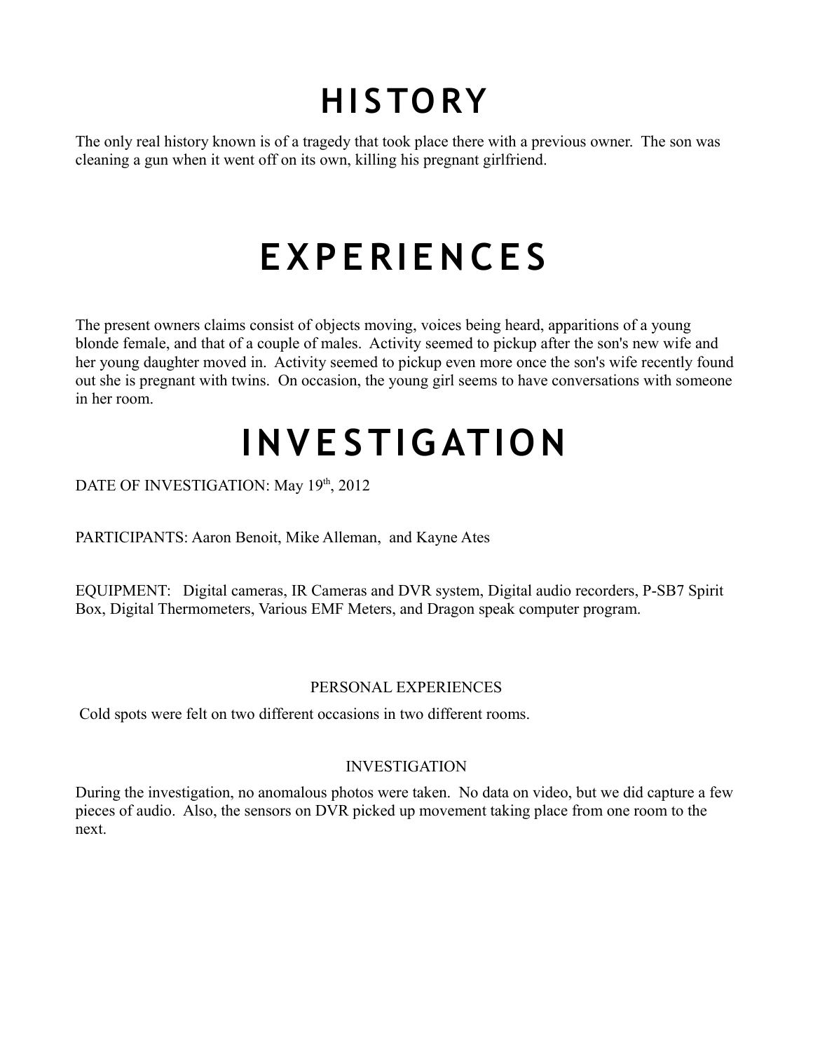# HISTORY

The only real history known is of a tragedy that took place there with a previous owner. The son was cleaning a gun when it went off on its own, killing his pregnant girlfriend.

# EXPERIENCES

The present owners claims consist of objects moving, voices being heard, apparitions of a young blonde female, and that of a couple of males. Activity seemed to pickup after the son's new wife and her young daughter moved in. Activity seemed to pickup even more once the son's wife recently found out she is pregnant with twins. On occasion, the young girl seems to have conversations with someone in her room.

# INVESTIGATION

DATE OF INVESTIGATION: May 19th, 2012

PARTICIPANTS: Aaron Benoit, Mike Alleman, and Kayne Ates

EQUIPMENT: Digital cameras, IR Cameras and DVR system, Digital audio recorders, P-SB7 Spirit Box, Digital Thermometers, Various EMF Meters, and Dragon speak computer program.

## PERSONAL EXPERIENCES

Cold spots were felt on two different occasions in two different rooms.

## INVESTIGATION

During the investigation, no anomalous photos were taken. No data on video, but we did capture a few pieces of audio. Also, the sensors on DVR picked up movement taking place from one room to the next.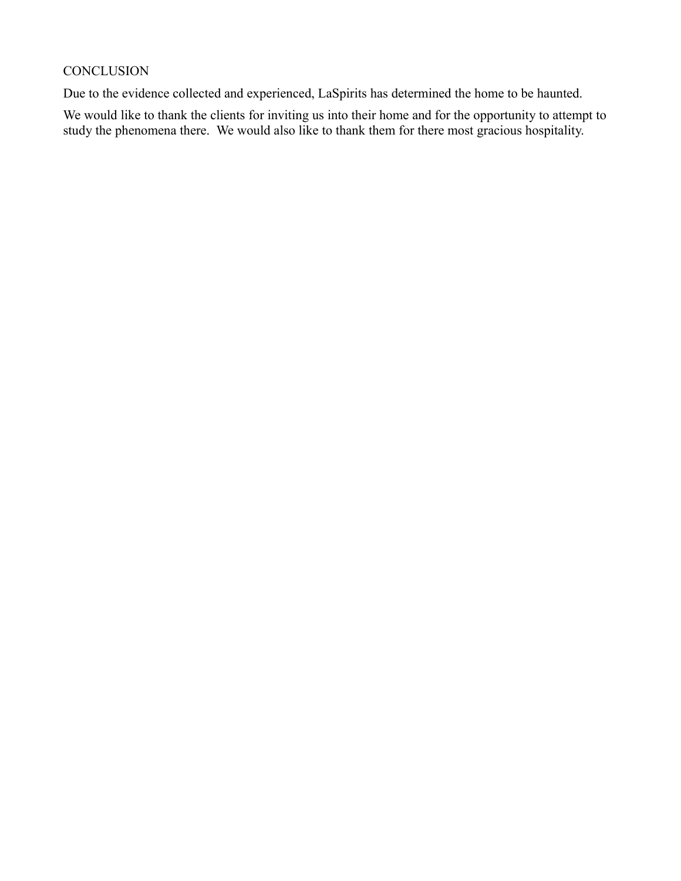## CONCLUSION

Due to the evidence collected and experienced, LaSpirits has determined the home to be haunted.

We would like to thank the clients for inviting us into their home and for the opportunity to attempt to study the phenomena there. We would also like to thank them for there most gracious hospitality.